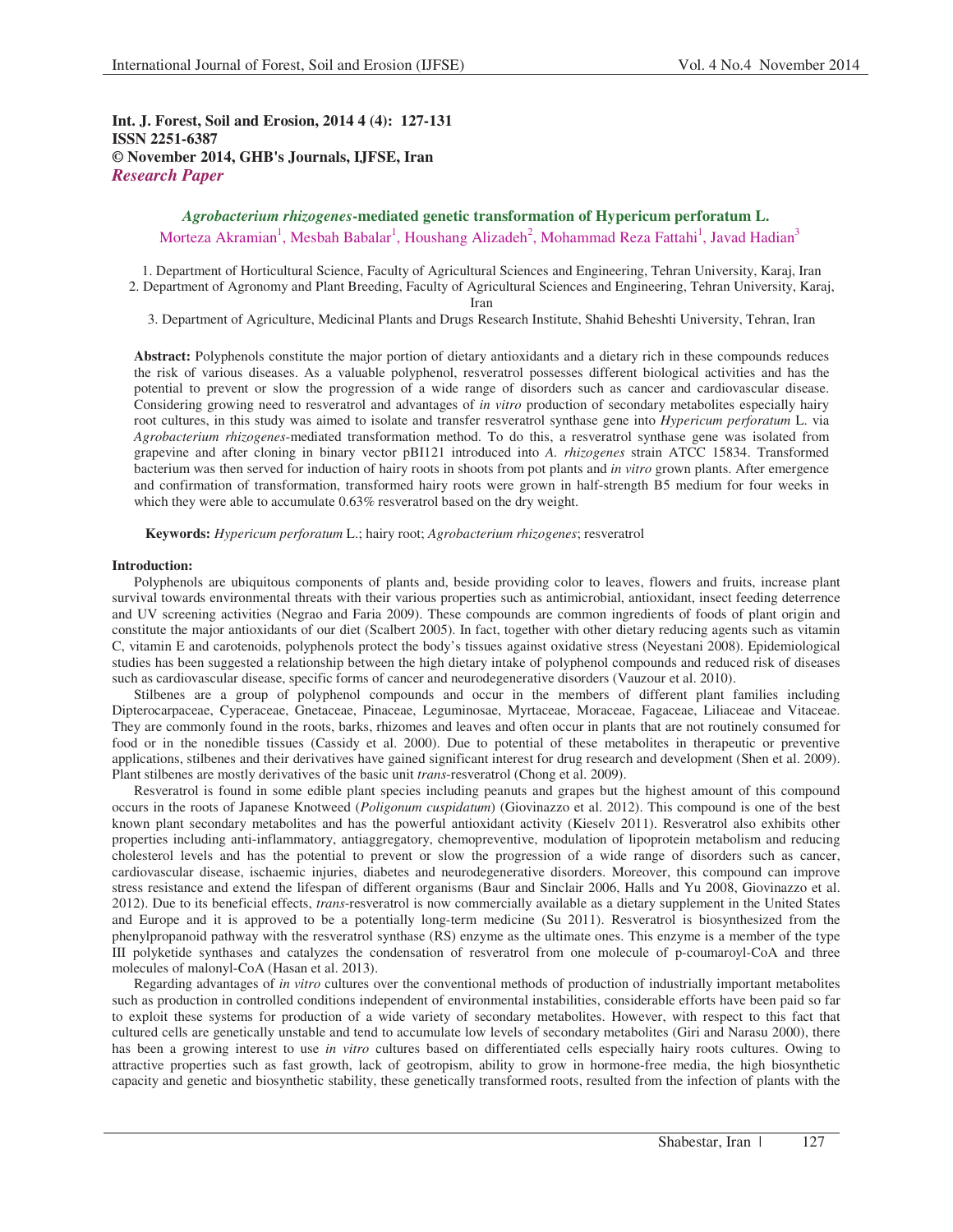**Int. J. Forest, Soil and Erosion, 2014 4 (4): 127-131**
**ISSN 2251-6387**
**© November 2014, GHB's Journals, IJFSE, Iran**
***Research Paper***

# *Agrobacterium rhizogenes*-mediated genetic transformation of Hypericum perforatum L.

Morteza Akramian[1], Mesbah Babalar[1], Houshang Alizadeh[2], Mohammad Reza Fattahi[1], Javad Hadian[3]

1. Department of Horticultural Science, Faculty of Agricultural Sciences and Engineering, Tehran University, Karaj, Iran
2. Department of Agronomy and Plant Breeding, Faculty of Agricultural Sciences and Engineering, Tehran University, Karaj, Iran
3. Department of Agriculture, Medicinal Plants and Drugs Research Institute, Shahid Beheshti University, Tehran, Iran

**Abstract:** Polyphenols constitute the major portion of dietary antioxidants and a dietary rich in these compounds reduces the risk of various diseases. As a valuable polyphenol, resveratrol possesses different biological activities and has the potential to prevent or slow the progression of a wide range of disorders such as cancer and cardiovascular disease. Considering growing need to resveratrol and advantages of *in vitro* production of secondary metabolites especially hairy root cultures, in this study was aimed to isolate and transfer resveratrol synthase gene into *Hypericum perforatum* L. via *Agrobacterium rhizogenes*-mediated transformation method. To do this, a resveratrol synthase gene was isolated from grapevine and after cloning in binary vector pBI121 introduced into *A. rhizogenes* strain ATCC 15834. Transformed bacterium was then served for induction of hairy roots in shoots from pot plants and *in vitro* grown plants. After emergence and confirmation of transformation, transformed hairy roots were grown in half-strength B5 medium for four weeks in which they were able to accumulate 0.63% resveratrol based on the dry weight.

**Keywords:** *Hypericum perforatum* L.; hairy root; *Agrobacterium rhizogenes*; resveratrol

## Introduction:

Polyphenols are ubiquitous components of plants and, beside providing color to leaves, flowers and fruits, increase plant survival towards environmental threats with their various properties such as antimicrobial, antioxidant, insect feeding deterrence and UV screening activities (Negrao and Faria 2009). These compounds are common ingredients of foods of plant origin and constitute the major antioxidants of our diet (Scalbert 2005). In fact, together with other dietary reducing agents such as vitamin C, vitamin E and carotenoids, polyphenols protect the body's tissues against oxidative stress (Neyestani 2008). Epidemiological studies has been suggested a relationship between the high dietary intake of polyphenol compounds and reduced risk of diseases such as cardiovascular disease, specific forms of cancer and neurodegenerative disorders (Vauzour et al. 2010).

Stilbenes are a group of polyphenol compounds and occur in the members of different plant families including Dipterocarpaceae, Cyperaceae, Gnetaceae, Pinaceae, Leguminosae, Myrtaceae, Moraceae, Fagaceae, Liliaceae and Vitaceae. They are commonly found in the roots, barks, rhizomes and leaves and often occur in plants that are not routinely consumed for food or in the nonedible tissues (Cassidy et al. 2000). Due to potential of these metabolites in therapeutic or preventive applications, stilbenes and their derivatives have gained significant interest for drug research and development (Shen et al. 2009). Plant stilbenes are mostly derivatives of the basic unit *trans*-resveratrol (Chong et al. 2009).

Resveratrol is found in some edible plant species including peanuts and grapes but the highest amount of this compound occurs in the roots of Japanese Knotweed (*Poligonum cuspidatum*) (Giovinazzo et al. 2012). This compound is one of the best known plant secondary metabolites and has the powerful antioxidant activity (Kieselv 2011). Resveratrol also exhibits other properties including anti-inflammatory, antiaggregatory, chemopreventive, modulation of lipoprotein metabolism and reducing cholesterol levels and has the potential to prevent or slow the progression of a wide range of disorders such as cancer, cardiovascular disease, ischaemic injuries, diabetes and neurodegenerative disorders. Moreover, this compound can improve stress resistance and extend the lifespan of different organisms (Baur and Sinclair 2006, Halls and Yu 2008, Giovinazzo et al. 2012). Due to its beneficial effects, *trans*-resveratrol is now commercially available as a dietary supplement in the United States and Europe and it is approved to be a potentially long-term medicine (Su 2011). Resveratrol is biosynthesized from the phenylpropanoid pathway with the resveratrol synthase (RS) enzyme as the ultimate ones. This enzyme is a member of the type III polyketide synthases and catalyzes the condensation of resveratrol from one molecule of p-coumaroyl-CoA and three molecules of malonyl-CoA (Hasan et al. 2013).

Regarding advantages of *in vitro* cultures over the conventional methods of production of industrially important metabolites such as production in controlled conditions independent of environmental instabilities, considerable efforts have been paid so far to exploit these systems for production of a wide variety of secondary metabolites. However, with respect to this fact that cultured cells are genetically unstable and tend to accumulate low levels of secondary metabolites (Giri and Narasu 2000), there has been a growing interest to use *in vitro* cultures based on differentiated cells especially hairy roots cultures. Owing to attractive properties such as fast growth, lack of geotropism, ability to grow in hormone-free media, the high biosynthetic capacity and genetic and biosynthetic stability, these genetically transformed roots, resulted from the infection of plants with the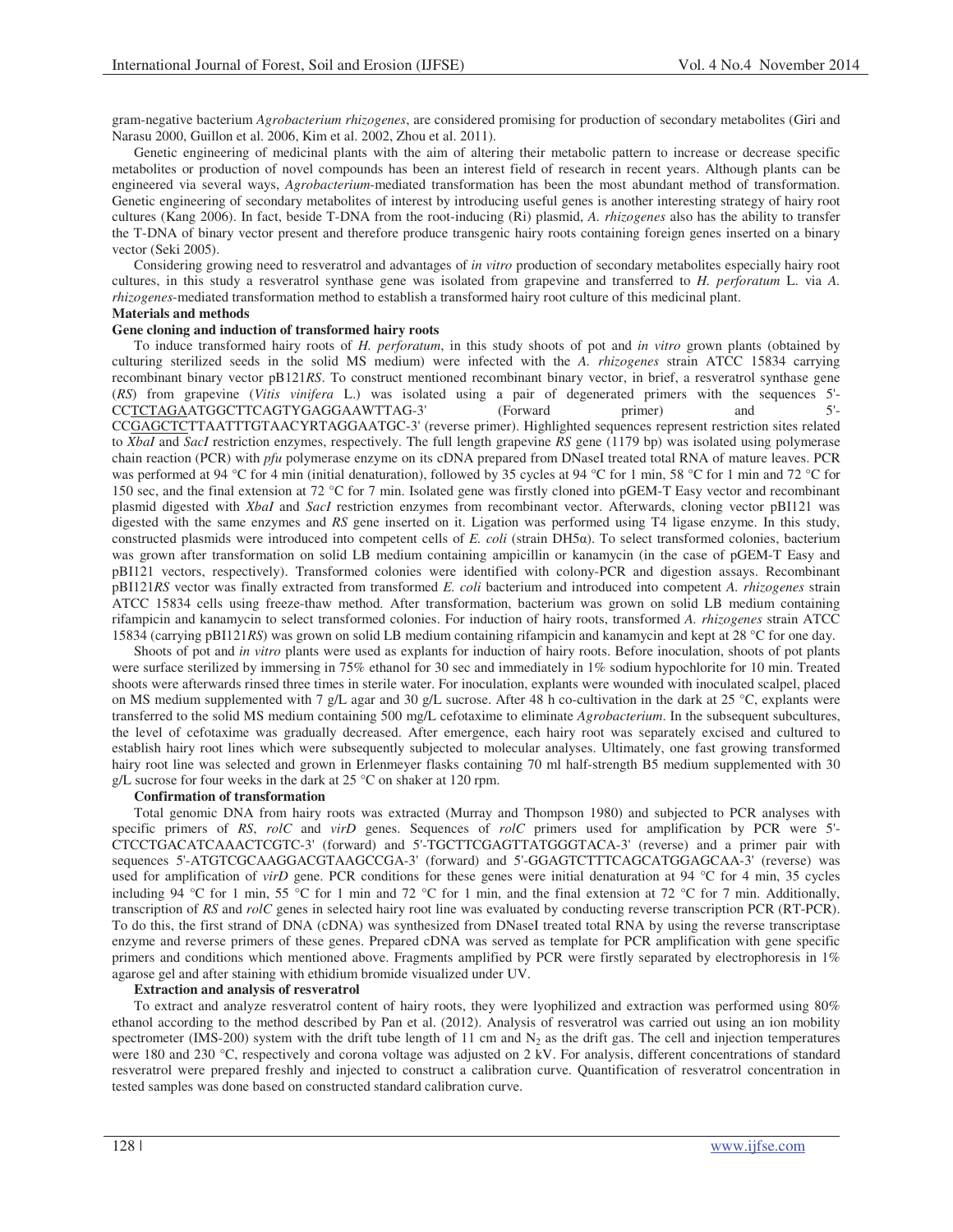gram-negative bacterium *Agrobacterium rhizogenes*, are considered promising for production of secondary metabolites (Giri and Narasu 2000, Guillon et al. 2006, Kim et al. 2002, Zhou et al. 2011).

Genetic engineering of medicinal plants with the aim of altering their metabolic pattern to increase or decrease specific metabolites or production of novel compounds has been an interest field of research in recent years. Although plants can be engineered via several ways, *Agrobacterium*-mediated transformation has been the most abundant method of transformation. Genetic engineering of secondary metabolites of interest by introducing useful genes is another interesting strategy of hairy root cultures (Kang 2006). In fact, beside T-DNA from the root-inducing (Ri) plasmid, *A. rhizogenes* also has the ability to transfer the T-DNA of binary vector present and therefore produce transgenic hairy roots containing foreign genes inserted on a binary vector (Seki 2005).

Considering growing need to resveratrol and advantages of *in vitro* production of secondary metabolites especially hairy root cultures, in this study a resveratrol synthase gene was isolated from grapevine and transferred to *H. perforatum* L. via *A. rhizogenes*-mediated transformation method to establish a transformed hairy root culture of this medicinal plant.

## Materials and methods

### Gene cloning and induction of transformed hairy roots

To induce transformed hairy roots of *H. perforatum*, in this study shoots of pot and *in vitro* grown plants (obtained by culturing sterilized seeds in the solid MS medium) were infected with the *A. rhizogenes* strain ATCC 15834 carrying recombinant binary vector pB121*RS*. To construct mentioned recombinant binary vector, in brief, a resveratrol synthase gene (*RS*) from grapevine (*Vitis vinifera* L.) was isolated using a pair of degenerated primers with the sequences 5'-CCTCTAGAATGGCTTCAGTYGAGGAAWTTAG-3' (Forward primer) and 5'-CCGAGCTCTTAATTTGTAACYRTAGGAATGC-3' (reverse primer). Highlighted sequences represent restriction sites related to *XbaI* and *SacI* restriction enzymes, respectively. The full length grapevine *RS* gene (1179 bp) was isolated using polymerase chain reaction (PCR) with *pfu* polymerase enzyme on its cDNA prepared from DNaseI treated total RNA of mature leaves. PCR was performed at 94 °C for 4 min (initial denaturation), followed by 35 cycles at 94 °C for 1 min, 58 °C for 1 min and 72 °C for 150 sec, and the final extension at 72 °C for 7 min. Isolated gene was firstly cloned into pGEM-T Easy vector and recombinant plasmid digested with *XbaI* and *SacI* restriction enzymes from recombinant vector. Afterwards, cloning vector pBI121 was digested with the same enzymes and *RS* gene inserted on it. Ligation was performed using T4 ligase enzyme. In this study, constructed plasmids were introduced into competent cells of *E. coli* (strain DH5α). To select transformed colonies, bacterium was grown after transformation on solid LB medium containing ampicillin or kanamycin (in the case of pGEM-T Easy and pBI121 vectors, respectively). Transformed colonies were identified with colony-PCR and digestion assays. Recombinant pBI121*RS* vector was finally extracted from transformed *E. coli* bacterium and introduced into competent *A. rhizogenes* strain ATCC 15834 cells using freeze-thaw method. After transformation, bacterium was grown on solid LB medium containing rifampicin and kanamycin to select transformed colonies. For induction of hairy roots, transformed *A. rhizogenes* strain ATCC 15834 (carrying pBI121*RS*) was grown on solid LB medium containing rifampicin and kanamycin and kept at 28 °C for one day.

Shoots of pot and *in vitro* plants were used as explants for induction of hairy roots. Before inoculation, shoots of pot plants were surface sterilized by immersing in 75% ethanol for 30 sec and immediately in 1% sodium hypochlorite for 10 min. Treated shoots were afterwards rinsed three times in sterile water. For inoculation, explants were wounded with inoculated scalpel, placed on MS medium supplemented with 7 g/L agar and 30 g/L sucrose. After 48 h co-cultivation in the dark at 25 °C, explants were transferred to the solid MS medium containing 500 mg/L cefotaxime to eliminate *Agrobacterium*. In the subsequent subcultures, the level of cefotaxime was gradually decreased. After emergence, each hairy root was separately excised and cultured to establish hairy root lines which were subsequently subjected to molecular analyses. Ultimately, one fast growing transformed hairy root line was selected and grown in Erlenmeyer flasks containing 70 ml half-strength B5 medium supplemented with 30 g/L sucrose for four weeks in the dark at 25 °C on shaker at 120 rpm.

### Confirmation of transformation

Total genomic DNA from hairy roots was extracted (Murray and Thompson 1980) and subjected to PCR analyses with specific primers of *RS*, *rolC* and *virD* genes. Sequences of *rolC* primers used for amplification by PCR were 5'-CTCCTGACATCAAACTCGTC-3' (forward) and 5'-TGCTTCGAGTTATGGGTACA-3' (reverse) and a primer pair with sequences 5'-ATGTCGCAAGGACGTAAGCCGA-3' (forward) and 5'-GGAGTCTTTCAGCATGGAGCAA-3' (reverse) was used for amplification of *virD* gene. PCR conditions for these genes were initial denaturation at 94 °C for 4 min, 35 cycles including 94 °C for 1 min, 55 °C for 1 min and 72 °C for 1 min, and the final extension at 72 °C for 7 min. Additionally, transcription of *RS* and *rolC* genes in selected hairy root line was evaluated by conducting reverse transcription PCR (RT-PCR). To do this, the first strand of DNA (cDNA) was synthesized from DNaseI treated total RNA by using the reverse transcriptase enzyme and reverse primers of these genes. Prepared cDNA was served as template for PCR amplification with gene specific primers and conditions which mentioned above. Fragments amplified by PCR were firstly separated by electrophoresis in 1% agarose gel and after staining with ethidium bromide visualized under UV.

### Extraction and analysis of resveratrol

To extract and analyze resveratrol content of hairy roots, they were lyophilized and extraction was performed using 80% ethanol according to the method described by Pan et al. (2012). Analysis of resveratrol was carried out using an ion mobility spectrometer (IMS-200) system with the drift tube length of 11 cm and $N_2$ as the drift gas. The cell and injection temperatures were 180 and 230 °C, respectively and corona voltage was adjusted on 2 kV. For analysis, different concentrations of standard resveratrol were prepared freshly and injected to construct a calibration curve. Quantification of resveratrol concentration in tested samples was done based on constructed standard calibration curve.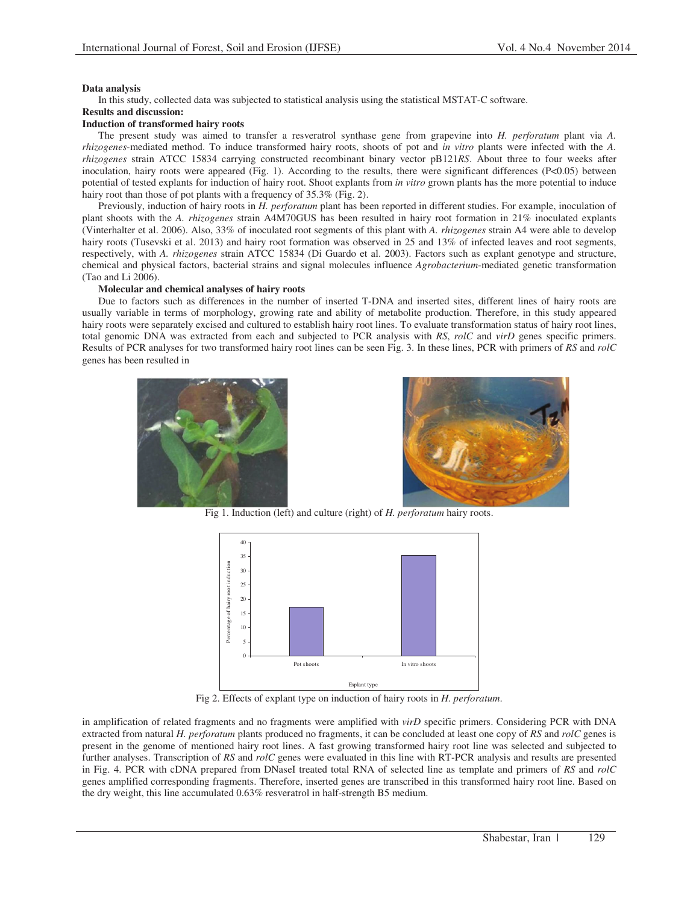**Data analysis**

In this study, collected data was subjected to statistical analysis using the statistical MSTAT-C software.

**Results and discussion:**

**Induction of transformed hairy roots**

The present study was aimed to transfer a resveratrol synthase gene from grapevine into *H. perforatum* plant via *A. rhizogenes*-mediated method. To induce transformed hairy roots, shoots of pot and *in vitro* plants were infected with the *A. rhizogenes* strain ATCC 15834 carrying constructed recombinant binary vector pB121*RS*. About three to four weeks after inoculation, hairy roots were appeared (Fig. 1). According to the results, there were significant differences ($P<0.05$) between potential of tested explants for induction of hairy root. Shoot explants from *in vitro* grown plants has the more potential to induce hairy root than those of pot plants with a frequency of 35.3% (Fig. 2).

Previously, induction of hairy roots in *H. perforatum* plant has been reported in different studies. For example, inoculation of plant shoots with the *A. rhizogenes* strain A4M70GUS has been resulted in hairy root formation in 21% inoculated explants (Vinterhalter et al. 2006). Also, 33% of inoculated root segments of this plant with *A. rhizogenes* strain A4 were able to develop hairy roots (Tusevski et al. 2013) and hairy root formation was observed in 25 and 13% of infected leaves and root segments, respectively, with *A. rhizogenes* strain ATCC 15834 (Di Guardo et al. 2003). Factors such as explant genotype and structure, chemical and physical factors, bacterial strains and signal molecules influence *Agrobacterium*-mediated genetic transformation (Tao and Li 2006).

**Molecular and chemical analyses of hairy roots**

Due to factors such as differences in the number of inserted T-DNA and inserted sites, different lines of hairy roots are usually variable in terms of morphology, growing rate and ability of metabolite production. Therefore, in this study appeared hairy roots were separately excised and cultured to establish hairy root lines. To evaluate transformation status of hairy root lines, total genomic DNA was extracted from each and subjected to PCR analysis with *RS*, *rolC* and *virD* genes specific primers. Results of PCR analyses for two transformed hairy root lines can be seen Fig. 3. In these lines, PCR with primers of *RS* and *rolC* genes has been resulted in in amplification of related fragments and no fragments were amplified with *virD* specific primers. Considering PCR with DNA extracted from natural *H. perforatum* plants produced no fragments, it can be concluded at least one copy of *RS* and *rolC* genes is present in the genome of mentioned hairy root lines. A fast growing transformed hairy root line was selected and subjected to further analyses. Transcription of *RS* and *rolC* genes were evaluated in this line with RT-PCR analysis and results are presented in Fig. 4. PCR with cDNA prepared from DNaseI treated total RNA of selected line as template and primers of *RS* and *rolC* genes amplified corresponding fragments. Therefore, inserted genes are transcribed in this transformed hairy root line. Based on the dry weight, this line accumulated 0.63% resveratrol in half-strength B5 medium.

Fig 1. Induction (left) and culture (right) of *H. perforatum* hairy roots.

Fig 2. Effects of explant type on induction of hairy roots in *H. perforatum*.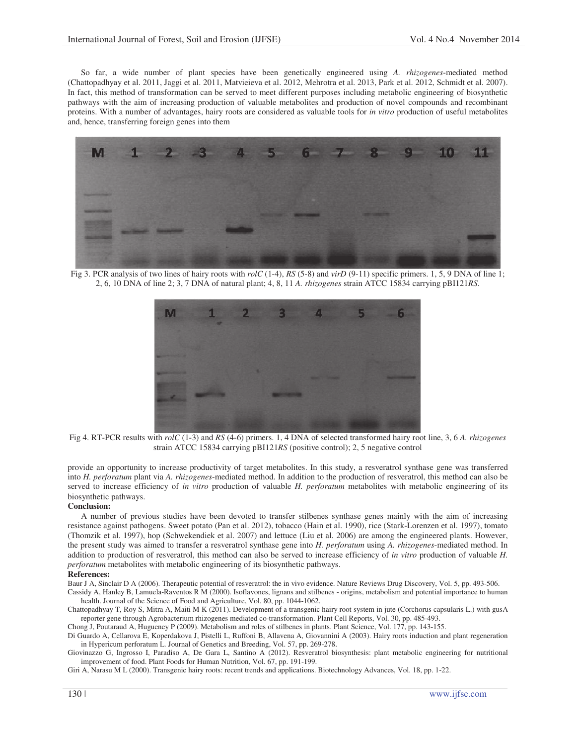So far, a wide number of plant species have been genetically engineered using *A. rhizogenes*-mediated method (Chattopadhyay et al. 2011, Jaggi et al. 2011, Matvieieva et al. 2012, Mehrotra et al. 2013, Park et al. 2012, Schmidt et al. 2007). In fact, this method of transformation can be served to meet different purposes including metabolic engineering of biosynthetic pathways with the aim of increasing production of valuable metabolites and production of novel compounds and recombinant proteins. With a number of advantages, hairy roots are considered as valuable tools for *in vitro* production of useful metabolites and, hence, transferring foreign genes into them

Fig 3. PCR analysis of two lines of hairy roots with *rolC* (1-4), *RS* (5-8) and *virD* (9-11) specific primers. 1, 5, 9 DNA of line 1; 2, 6, 10 DNA of line 2; 3, 7 DNA of natural plant; 4, 8, 11 *A. rhizogenes* strain ATCC 15834 carrying pBI121*RS*.

Fig 4. RT-PCR results with *rolC* (1-3) and *RS* (4-6) primers. 1, 4 DNA of selected transformed hairy root line, 3, 6 *A. rhizogenes* strain ATCC 15834 carrying pBI121*RS* (positive control); 2, 5 negative control

provide an opportunity to increase productivity of target metabolites. In this study, a resveratrol synthase gene was transferred into *H. perforatum* plant via *A. rhizogenes*-mediated method. In addition to the production of resveratrol, this method can also be served to increase efficiency of *in vitro* production of valuable *H. perforatum* metabolites with metabolic engineering of its biosynthetic pathways.

**Conclusion:**

A number of previous studies have been devoted to transfer stilbenes synthase genes mainly with the aim of increasing resistance against pathogens. Sweet potato (Pan et al. 2012), tobacco (Hain et al. 1990), rice (Stark-Lorenzen et al. 1997), tomato (Thomzik et al. 1997), hop (Schwekendiek et al. 2007) and lettuce (Liu et al. 2006) are among the engineered plants. However, the present study was aimed to transfer a resveratrol synthase gene into *H. perforatum* using *A. rhizogenes*-mediated method. In addition to production of resveratrol, this method can also be served to increase efficiency of *in vitro* production of valuable *H. perforatum* metabolites with metabolic engineering of its biosynthetic pathways.

**References:**

Baur J A, Sinclair D A (2006). Therapeutic potential of resveratrol: the in vivo evidence. Nature Reviews Drug Discovery, Vol. 5, pp. 493-506.

Cassidy A, Hanley B, Lamuela-Raventos R M (2000). Isoflavones, lignans and stilbenes - origins, metabolism and potential importance to human health. Journal of the Science of Food and Agriculture, Vol. 80, pp. 1044-1062.

Chattopadhyay T, Roy S, Mitra A, Maiti M K (2011). Development of a transgenic hairy root system in jute (Corchorus capsularis L.) with gusA reporter gene through Agrobacterium rhizogenes mediated co-transformation. Plant Cell Reports, Vol. 30, pp. 485-493.

Chong J, Poutaraud A, Hugueney P (2009). Metabolism and roles of stilbenes in plants. Plant Science, Vol. 177, pp. 143-155.

Di Guardo A, Cellarova E, Koperdakova J, Pistelli L, Ruffoni B, Allavena A, Giovannini A (2003). Hairy roots induction and plant regeneration in Hypericum perforatum L. Journal of Genetics and Breeding, Vol. 57, pp. 269-278.

Giovinazzo G, Ingrosso I, Paradiso A, De Gara L, Santino A (2012). Resveratrol biosynthesis: plant metabolic engineering for nutritional improvement of food. Plant Foods for Human Nutrition, Vol. 67, pp. 191-199.

Giri A, Narasu M L (2000). Transgenic hairy roots: recent trends and applications. Biotechnology Advances, Vol. 18, pp. 1-22.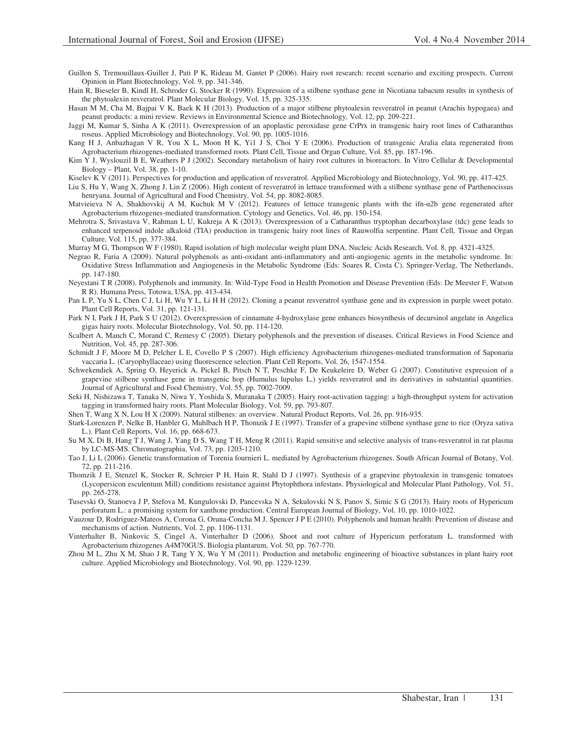Guillon S, Tremouillaux-Guiller J, Pati P K, Rideau M, Gantet P (2006). Hairy root research: recent scenario and exciting prospects. Current Opinion in Plant Biotechnology, Vol. 9, pp. 341-346.

Hain R, Bieseler B, Kindl H, Schroder G, Stocker R (1990). Expression of a stilbene synthase gene in Nicotiana tabacum results in synthesis of the phytoalexin resveratrol. Plant Molecular Biology, Vol. 15, pp. 325-335.

Hasan M M, Cha M, Bajpai V K, Baek K H (2013). Production of a major stilbene phytoalexin resveratrol in peanut (Arachis hypogaea) and peanut products: a mini review. Reviews in Environmental Science and Biotechnology, Vol. 12, pp. 209-221.

Jaggi M, Kumar S, Sinha A K (2011). Overexpression of an apoplastic peroxidase gene CrPrx in transgenic hairy root lines of Catharanthus roseus. Applied Microbiology and Biotechnology, Vol. 90, pp. 1005-1016.

Kang H J, Anbazhagan V R, You X L, Moon H K, Yi1 J S, Choi Y E (2006). Production of transgenic Aralia elata regenerated from Agrobacterium rhizogenes-mediated transformed roots. Plant Cell, Tissue and Organ Culture, Vol. 85, pp. 187-196.

Kim Y J, Wyslouzil B E, Weathers P J (2002). Secondary metabolism of hairy root cultures in bioreactors. In Vitro Cellular & Developmental Biology – Plant, Vol. 38, pp. 1-10.

Kiselev K V (2011). Perspectives for production and application of resveratrol. Applied Microbiology and Biotechnology, Vol. 90, pp. 417-425.

Liu S, Hu Y, Wang X, Zhong J, Lin Z (2006). High content of resveratrol in lettuce transformed with a stilbene synthase gene of Parthenocissus henryana. Journal of Agricultural and Food Chemistry, Vol. 54, pp. 8082-8085.

Matvieieva N A, Shakhovskij A M, Kuchuk M V (2012). Features of lettuce transgenic plants with the ifn-α2b gene regenerated after Agrobacterium rhizogenes-mediated transformation. Cytology and Genetics, Vol. 46, pp. 150-154.

Mehrotra S, Srivastava V, Rahman L U, Kukreja A K (2013). Overexpression of a Catharanthus tryptophan decarboxylase (tdc) gene leads to enhanced terpenoid indole alkaloid (TIA) production in transgenic hairy root lines of Rauwolfia serpentine. Plant Cell, Tissue and Organ Culture, Vol. 115, pp. 377-384.

Murray M G, Thompson W F (1980). Rapid isolation of high molecular weight plant DNA. Nucleic Acids Research, Vol. 8, pp. 4321-4325.

Negrao R, Faria A (2009). Natural polyphenols as anti-oxidant anti-inflammatory and anti-angiogenic agents in the metabolic syndrome. In: Oxidative Stress Inflammation and Angiogenesis in the Metabolic Syndrome (Eds: Soares R, Costa C). Springer-Verlag, The Netherlands, pp. 147-180.

Neyestani T R (2008). Polyphenols and immunity. In: Wild-Type Food in Health Promotion and Disease Prevention (Eds: De Meester F, Watson R R). Humana Press, Totowa, USA, pp. 413-434.

Pan L P, Yu S L, Chen C J, Li H, Wu Y L, Li H H (2012). Cloning a peanut resveratrol synthase gene and its expression in purple sweet potato. Plant Cell Reports, Vol. 31, pp. 121-131.

Park N I, Park J H, Park S U (2012). Overexpression of cinnamate 4-hydroxylase gene enhances biosynthesis of decursinol angelate in Angelica gigas hairy roots. Molecular Biotechnology, Vol. 50, pp. 114-120.

Scalbert A, Manch C, Morand C, Remesy C (2005). Dietary polyphenols and the prevention of diseases. Critical Reviews in Food Science and Nutrition, Vol. 45, pp. 287-306.

Schmidt J F, Moore M D, Pelcher L E, Covello P S (2007). High efficiency Agrobacterium rhizogenes-mediated transformation of Saponaria vaccaria L. (Caryophyllaceae) using fluorescence selection. Plant Cell Reports, Vol. 26, 1547-1554.

Schwekendiek A, Spring O, Heyerick A, Pickel B, Pitsch N T, Peschke F, De Keukeleire D, Weber G (2007). Constitutive expression of a grapevine stilbene synthase gene in transgenic hop (Humulus lupulus L.) yields resveratrol and its derivatives in substantial quantities. Journal of Agricultural and Food Chemistry, Vol. 55, pp. 7002-7009.

Seki H, Nishizawa T, Tanaka N, Niwa Y, Yoshida S, Muranaka T (2005). Hairy root-activation tagging: a high-throughput system for activation tagging in transformed hairy roots. Plant Molecular Biology, Vol. 59, pp. 793-807.

Shen T, Wang X N, Lou H X (2009). Natural stilbenes: an overview. Natural Product Reports, Vol. 26, pp. 916-935.

Stark-Lorenzen P, Nelke B, Hanbler G, Muhlbach H P, Thomzik J E (1997). Transfer of a grapevine stilbene synthase gene to rice (Oryza sativa L.). Plant Cell Reports, Vol. 16, pp. 668-673.

Su M X, Di B, Hang T J, Wang J, Yang D S, Wang T H, Meng R (2011). Rapid sensitive and selective analysis of trans-resveratrol in rat plasma by LC-MS-MS. Chromatographia, Vol. 73, pp. 1203-1210.

Tao J, Li L (2006). Genetic transformation of Torenia fournieri L. mediated by Agrobacterium rhizogenes. South African Journal of Botany, Vol. 72, pp. 211-216.

Thomzik J E, Stenzel K, Stocker R, Schreier P H, Hain R, Stahl D J (1997). Synthesis of a grapevine phytoalexin in transgenic tomatoes (Lycopersicon esculentum Mill) conditions resistance against Phytophthora infestans. Physiological and Molecular Plant Pathology, Vol. 51, pp. 265-278.

Tusevski O, Stanoeva J P, Stefova M, Kungulovski D, Pancevska N A, Sekulovski N S, Panov S, Simic S G (2013). Hairy roots of Hypericum perforatum L.: a promising system for xanthone production. Central European Journal of Biology, Vol. 10, pp. 1010-1022.

Vauzour D, Rodriguez-Mateos A, Corona G, Oruna-Concha M J, Spencer J P E (2010). Polyphenols and human health: Prevention of disease and mechanisms of action. Nutrients, Vol. 2, pp. 1106-1131.

Vinterhalter B, Ninkovic S, Cingel A, Vinterhalter D (2006). Shoot and root culture of Hypericum perforatum L. transformed with Agrobacterium rhizogenes A4M70GUS. Biologia plantarum, Vol. 50, pp. 767-770.

Zhou M L, Zhu X M, Shao J R, Tang Y X, Wu Y M (2011). Production and metabolic engineering of bioactive substances in plant hairy root culture. Applied Microbiology and Biotechnology, Vol. 90, pp. 1229-1239.